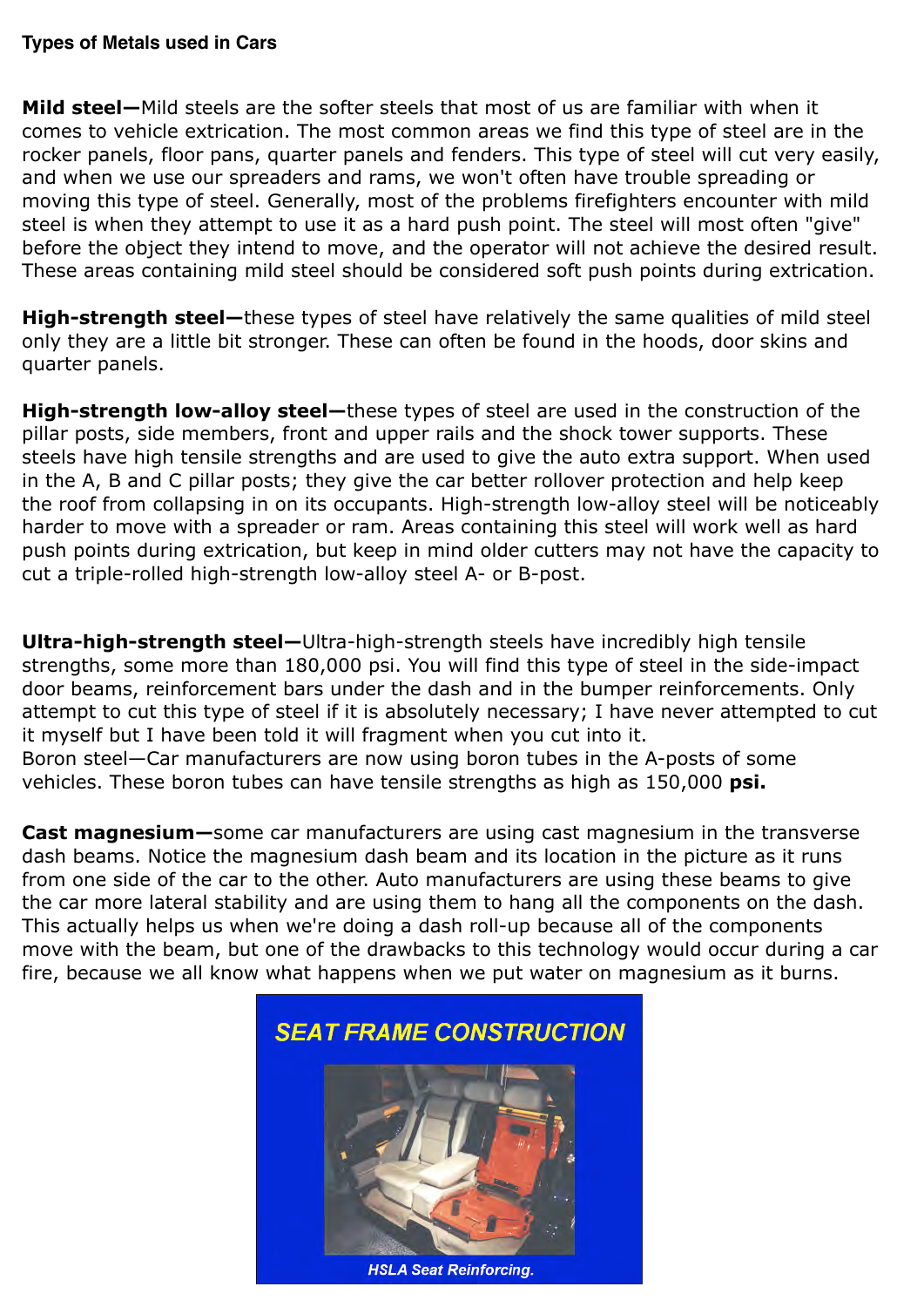**Types of Metals used in Cars**

**Mild steel—**Mild steels are the softer steels that most of us are familiar with when it comes to vehicle extrication. The most common areas we find this type of steel are in the rocker panels, floor pans, quarter panels and fenders. This type of steel will cut very easily, and when we use our spreaders and rams, we won't often have trouble spreading or moving this type of steel. Generally, most of the problems firefighters encounter with mild steel is when they attempt to use it as a hard push point. The steel will most often "give" before the object they intend to move, and the operator will not achieve the desired result. These areas containing mild steel should be considered soft push points during extrication.

**High-strength steel—**these types of steel have relatively the same qualities of mild steel only they are a little bit stronger. These can often be found in the hoods, door skins and quarter panels.

**High-strength low-alloy steel—**these types of steel are used in the construction of the pillar posts, side members, front and upper rails and the shock tower supports. These steels have high tensile strengths and are used to give the auto extra support. When used in the A, B and C pillar posts; they give the car better rollover protection and help keep the roof from collapsing in on its occupants. High-strength low-alloy steel will be noticeably harder to move with a spreader or ram. Areas containing this steel will work well as hard push points during extrication, but keep in mind older cutters may not have the capacity to cut a triple-rolled high-strength low-alloy steel A- or B-post.

**Ultra-high-strength steel—**Ultra-high-strength steels have incredibly high tensile strengths, some more than 180,000 psi. You will find this type of steel in the side-impact door beams, reinforcement bars under the dash and in the bumper reinforcements. Only attempt to cut this type of steel if it is absolutely necessary; I have never attempted to cut it myself but I have been told it will fragment when you cut into it.
Boron steel—Car manufacturers are now using boron tubes in the A-posts of some vehicles. These boron tubes can have tensile strengths as high as 150,000 **psi.**

**Cast magnesium—**some car manufacturers are using cast magnesium in the transverse dash beams. Notice the magnesium dash beam and its location in the picture as it runs from one side of the car to the other. Auto manufacturers are using these beams to give the car more lateral stability and are using them to hang all the components on the dash. This actually helps us when we're doing a dash roll-up because all of the components move with the beam, but one of the drawbacks to this technology would occur during a car fire, because we all know what happens when we put water on magnesium as it burns.

SEAT FRAME CONSTRUCTION

HSLA Seat Reinforcing.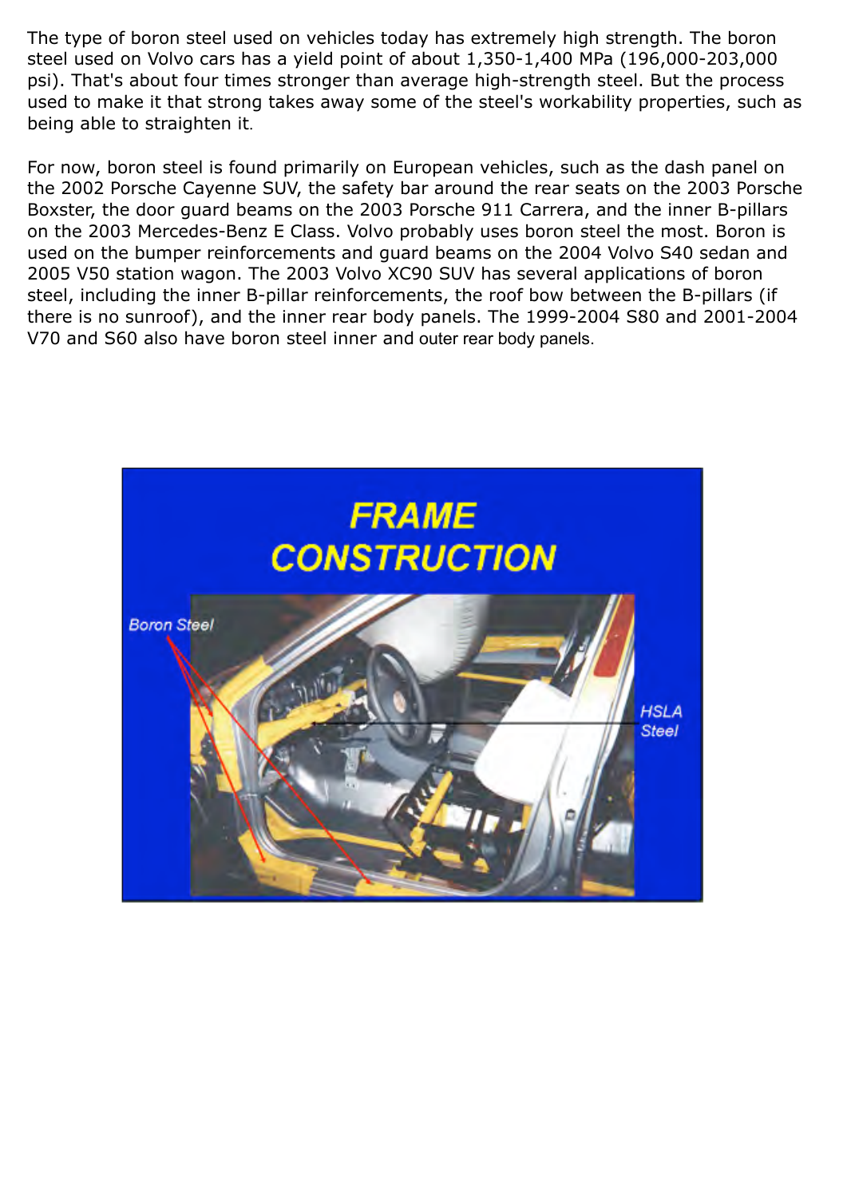The type of boron steel used on vehicles today has extremely high strength. The boron steel used on Volvo cars has a yield point of about 1,350-1,400 MPa (196,000-203,000 psi). That's about four times stronger than average high-strength steel. But the process used to make it that strong takes away some of the steel's workability properties, such as being able to straighten it.

For now, boron steel is found primarily on European vehicles, such as the dash panel on the 2002 Porsche Cayenne SUV, the safety bar around the rear seats on the 2003 Porsche Boxster, the door guard beams on the 2003 Porsche 911 Carrera, and the inner B-pillars on the 2003 Mercedes-Benz E Class. Volvo probably uses boron steel the most. Boron is used on the bumper reinforcements and guard beams on the 2004 Volvo S40 sedan and 2005 V50 station wagon. The 2003 Volvo XC90 SUV has several applications of boron steel, including the inner B-pillar reinforcements, the roof bow between the B-pillars (if there is no sunroof), and the inner rear body panels. The 1999-2004 S80 and 2001-2004 V70 and S60 also have boron steel inner and outer rear body panels.

FRAME CONSTRUCTION

Boron Steel

HSLA Steel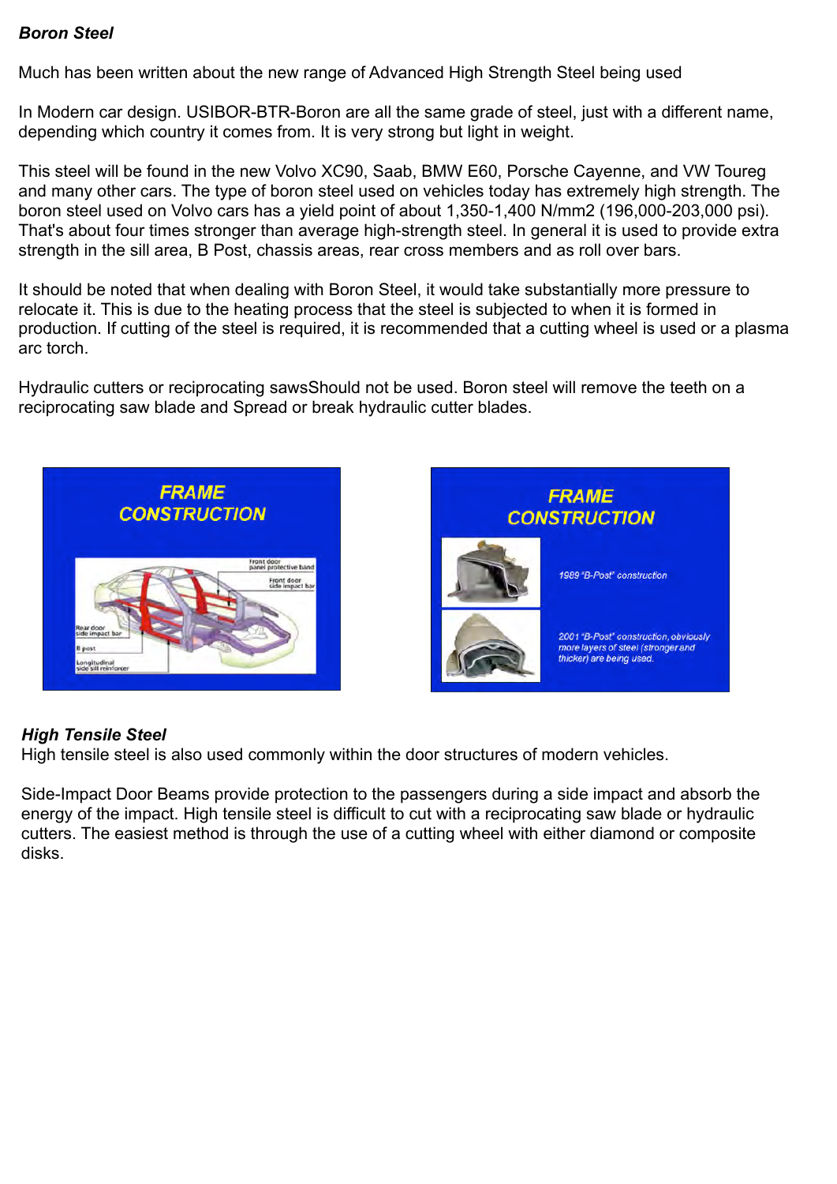***Boron Steel***

Much has been written about the new range of Advanced High Strength Steel being used

In Modern car design. USIBOR-BTR-Boron are all the same grade of steel, just with a different name, depending which country it comes from. It is very strong but light in weight.

This steel will be found in the new Volvo XC90, Saab, BMW E60, Porsche Cayenne, and VW Toureg and many other cars. The type of boron steel used on vehicles today has extremely high strength. The boron steel used on Volvo cars has a yield point of about 1,350-1,400 N/mm2 (196,000-203,000 psi). That's about four times stronger than average high-strength steel. In general it is used to provide extra strength in the sill area, B Post, chassis areas, rear cross members and as roll over bars.

It should be noted that when dealing with Boron Steel, it would take substantially more pressure to relocate it. This is due to the heating process that the steel is subjected to when it is formed in production. If cutting of the steel is required, it is recommended that a cutting wheel is used or a plasma arc torch.

Hydraulic cutters or reciprocating sawsShould not be used. Boron steel will remove the teeth on a reciprocating saw blade and Spread or break hydraulic cutter blades.

***High Tensile Steel***

High tensile steel is also used commonly within the door structures of modern vehicles.

Side-Impact Door Beams provide protection to the passengers during a side impact and absorb the energy of the impact. High tensile steel is difficult to cut with a reciprocating saw blade or hydraulic cutters. The easiest method is through the use of a cutting wheel with either diamond or composite disks.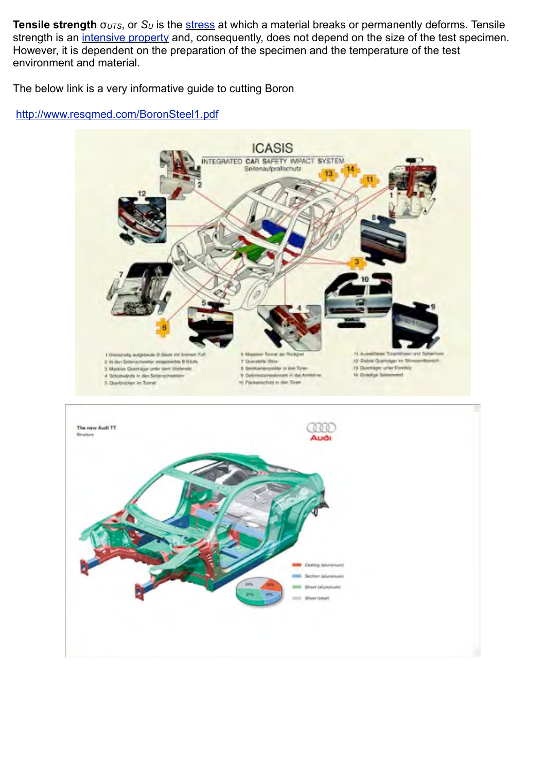**Tensile strength** $\sigma_{UTS}$, or $S_U$ is the stress at which a material breaks or permanently deforms. Tensile strength is an intensive property and, consequently, does not depend on the size of the test specimen. However, it is dependent on the preparation of the specimen and the temperature of the test environment and material.

The below link is a very informative guide to cutting Boron

http://www.resqmed.com/BoronSteel1.pdf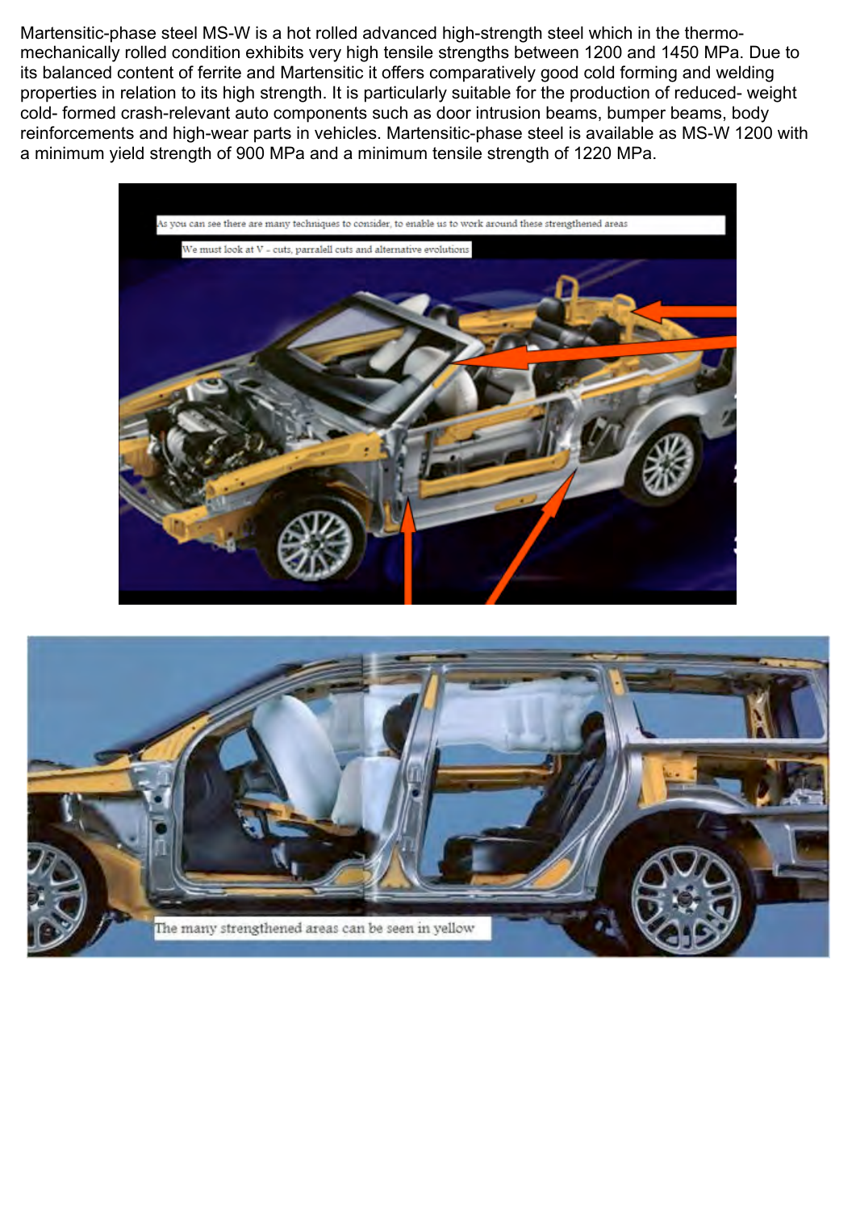Martensitic-phase steel MS-W is a hot rolled advanced high-strength steel which in the thermo-mechanically rolled condition exhibits very high tensile strengths between 1200 and 1450 MPa. Due to its balanced content of ferrite and Martensitic it offers comparatively good cold forming and welding properties in relation to its high strength. It is particularly suitable for the production of reduced- weight cold- formed crash-relevant auto components such as door intrusion beams, bumper beams, body reinforcements and high-wear parts in vehicles. Martensitic-phase steel is available as MS-W 1200 with a minimum yield strength of 900 MPa and a minimum tensile strength of 1220 MPa.